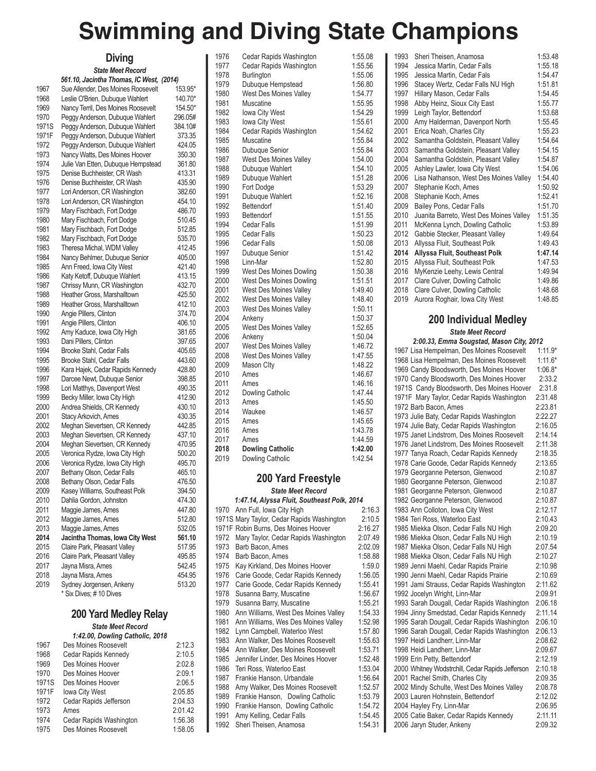# Swimming and Diving State Champions

## Diving

**State Meet Record**

*561.10, Jacintha Thomas, IC West, (2014)*

| Year | Champion | Score |
|---|---|---|
| 1967 | Sue Allender, Des Moines Roosevelt | 153.95* |
| 1968 | Leslie O'Brien, Dubuque Wahlert | 140.70* |
| 1969 | Nancy Terril, Des Moines Roosevelt | 154.50* |
| 1970 | Peggy Anderson, Dubuque Wahlert | 296.05# |
| 1971S | Peggy Anderson, Dubuque Wahlert | 384.10# |
| 1971F | Peggy Anderson, Dubuque Wahlert | 373.35 |
| 1972 | Peggy Anderson, Dubuque Wahlert | 424.05 |
| 1973 | Nancy Watts, Des Moines Hoover | 350.30 |
| 1974 | Julie Van Etten, Dubuque Hempstead | 361.80 |
| 1975 | Denise Buchheister, CR Wash | 413.31 |
| 1976 | Denise Buchheister, CR Wash | 435.90 |
| 1977 | Lori Anderson, CR Washington | 382.60 |
| 1978 | Lori Anderson, CR Washington | 454.10 |
| 1979 | Mary Fischbach, Fort Dodge | 486.70 |
| 1980 | Mary Fischbach, Fort Dodge | 510.45 |
| 1981 | Mary Fischbach, Fort Dodge | 512.85 |
| 1982 | Mary Fischbach, Fort Dodge | 535.70 |
| 1983 | Theresa Michal, WDM Valley | 412.45 |
| 1984 | Nancy Behlmer, Dubuque Senior | 405.00 |
| 1985 | Ann Freed, Iowa City West | 421.40 |
| 1986 | Katy Ketoff, Dubuque Wahlert | 413.15 |
| 1987 | Chrissy Munn, CR Washington | 432.70 |
| 1988 | Heather Gross, Marshalltown | 425.50 |
| 1989 | Heather Gross, Marshalltown | 412.10 |
| 1990 | Angie Pillers, Clinton | 374.70 |
| 1991 | Angie Pillers, Clinton | 406.10 |
| 1992 | Amy Kaduce, Iowa City High | 381.65 |
| 1993 | Dani Pillers, Clinton | 397.65 |
| 1994 | Brooke Stahl, Cedar Falls | 405.65 |
| 1995 | Brooke Stahl, Cedar Falls | 443.60 |
| 1996 | Kara Hajek, Cedar Rapids Kennedy | 428.80 |
| 1997 | Darcee Newt, Dubuque Senior | 398.85 |
| 1998 | Lori Matthys, Davenport West | 490.35 |
| 1999 | Becky Miller, Iowa City High | 412.90 |
| 2000 | Andrea Shields, CR Kennedy | 430.10 |
| 2001 | Stacy Arkovich, Ames | 430.35 |
| 2002 | Meghan Sievertsen, CR Kennedy | 442.85 |
| 2003 | Meghan Sievertsen, CR Kennedy | 437.10 |
| 2004 | Meghan Sievertsen, CR Kennedy | 470.95 |
| 2005 | Veronica Rydze, Iowa City High | 500.20 |
| 2006 | Veronica Rydze, Iowa City High | 495.70 |
| 2007 | Bethany Olson, Cedar Falls | 465.10 |
| 2008 | Bethany Olson, Cedar Falls | 476.50 |
| 2009 | Kasey Williams, Southeast Polk | 394.50 |
| 2010 | Dahlia Gordon, Johnston | 474.30 |
| 2011 | Maggie James, Ames | 447.80 |
| 2012 | Maggie James, Ames | 512.80 |
| 2013 | Maggie James, Ames | 532.05 |
| **2014** | **Jacintha Thomas, Iowa City West** | **561.10** |
| 2015 | Claire Park, Pleasant Valley | 517.95 |
| 2016 | Claire Park, Pleasant Valley | 495.85 |
| 2017 | Jayna Misra, Ames | 542.45 |
| 2018 | Jayna Misra, Ames | 454.95 |
| 2019 | Sydney Jorgensen, Ankeny | 513.20 |

\* Six Dives; # 10 Dives

## 200 Yard Medley Relay

**State Meet Record**

*1:42.00, Dowling Catholic, 2018*

| Year | Champion | Time |
|---|---|---|
| 1967 | Des Moines Roosevelt | 2:12.3 |
| 1968 | Cedar Rapids Kennedy | 2:10.5 |
| 1969 | Des Moines Hoover | 2:02.8 |
| 1970 | Des Moines Hoover | 2:09.1 |
| 1971S | Des Moines Hoover | 2:06.5 |
| 1971F | Iowa City West | 2:05.85 |
| 1972 | Cedar Rapids Jefferson | 2:04.53 |
| 1973 | Ames | 2:01.42 |
| 1974 | Cedar Rapids Washington | 1:56.38 |
| 1975 | Des Moines Roosevelt | 1:58.05 |
| 1976 | Cedar Rapids Washington | 1:55.08 |
| 1977 | Cedar Rapids Washington | 1:55.56 |
| 1978 | Burlington | 1:55.06 |
| 1979 | Dubuque Hempstead | 1:56.80 |
| 1980 | West Des Moines Valley | 1:54.77 |
| 1981 | Muscatine | 1:55.95 |
| 1982 | Iowa City West | 1:54.29 |
| 1983 | Iowa City West | 1:55.61 |
| 1984 | Cedar Rapids Washington | 1:54.62 |
| 1985 | Muscatine | 1:55.84 |
| 1986 | Dubuque Senior | 1:55.84 |
| 1987 | West Des Moines Valley | 1:54.00 |
| 1988 | Dubuque Wahlert | 1:54.10 |
| 1989 | Dubuque Wahlert | 1:51.28 |
| 1990 | Fort Dodge | 1:53.29 |
| 1991 | Dubuque Wahlert | 1:52.16 |
| 1992 | Bettendorf | 1:51.40 |
| 1993 | Bettendorf | 1:51.55 |
| 1994 | Cedar Falls | 1:51.99 |
| 1995 | Cedar Falls | 1:50.23 |
| 1996 | Cedar Falls | 1:50.08 |
| 1997 | Dubuque Senior | 1:51.42 |
| 1998 | Linn-Mar | 1:52.80 |
| 1999 | West Des Moines Dowling | 1:50.38 |
| 2000 | West Des Moines Dowling | 1:51.51 |
| 2001 | West Des Moines Valley | 1:49.40 |
| 2002 | West Des Moines Valley | 1:48.40 |
| 2003 | West Des Moines Valley | 1:50.11 |
| 2004 | Ankeny | 1:50.37 |
| 2005 | West Des Moines Valley | 1:52.65 |
| 2006 | Ankeny | 1:50.04 |
| 2007 | West Des Moines Valley | 1:46.72 |
| 2008 | West Des Moines Valley | 1:47.55 |
| 2009 | Mason CIty | 1:48.22 |
| 2010 | Ames | 1:46.67 |
| 2011 | Ames | 1:46.16 |
| 2012 | Dowling Catholic | 1:47.44 |
| 2013 | Ames | 1:45.50 |
| 2014 | Waukee | 1:46.57 |
| 2015 | Ames | 1:45.65 |
| 2016 | Ames | 1:43.78 |
| 2017 | Ames | 1:44.59 |
| **2018** | **Dowling Catholic** | **1:42.00** |
| 2019 | Dowling Catholic | 1:42.54 |

## 200 Yard Freestyle

**State Meet Record**

*1:47.14, Alyssa Fluit, Southeast Polk, 2014*

| Year | Champion | Time |
|---|---|---|
| 1970 | Ann Full, Iowa City High | 2:16.3 |
| 1971S | Mary Taylor, Cedar Rapids Washington | 2:10.5 |
| 1971F | Robin Burns, Des Moines Hoover | 2:16.27 |
| 1972 | Mary Taylor, Cedar Rapids Washington | 2:07.49 |
| 1973 | Barb Bacon, Ames | 2:02.09 |
| 1974 | Barb Bacon, Ames | 1:58.88 |
| 1975 | Kay Kirkland, Des Moines Hoover | 1:59.0 |
| 1976 | Carie Goode, Cedar Rapids Kennedy | 1:56.05 |
| 1977 | Carie Goode, Cedar Rapids Kennedy | 1:55.41 |
| 1978 | Susanna Barry, Muscatine | 1:56.67 |
| 1979 | Susanna Barry, Muscatine | 1:55.21 |
| 1980 | Ann Williams, West Des Moines Valley | 1:54.33 |
| 1981 | Ann Williams, Wes Des Moines Valley | 1:52.98 |
| 1982 | Lynn Campbell, Waterloo West | 1:57.80 |
| 1983 | Ann Walker, Des Moines Roosevelt | 1:55.63 |
| 1984 | Ann Walker, Des Moines Roosevelt | 1:53.71 |
| 1985 | Jennifer Linder, Des Moines Hoover | 1:52.48 |
| 1986 | Teri Ross, Waterloo East | 1:53.04 |
| 1987 | Frankie Hanson, Urbandale | 1:56.64 |
| 1988 | Amy Walker, Des Moines Roosevelt | 1:52.57 |
| 1989 | Frankie Hanson, Dowling Catholic | 1:53.79 |
| 1990 | Frankie Hanson, Dowling Catholic | 1:54.72 |
| 1991 | Amy Kelling, Cedar Falls | 1:54.45 |
| 1992 | Sheri Theisen, Anamosa | 1:54.31 |
| 1993 | Sheri Theisen, Anamosa | 1:53.48 |
| 1994 | Jessica Martin, Cedar Falls | 1:55.18 |
| 1995 | Jessica Martin, Cedar Fals | 1:54.47 |
| 1996 | Stacey Wertz, Cedar Falls NU High | 1:51.81 |
| 1997 | Hillary Mason, Cedar Falls | 1:54.45 |
| 1998 | Abby Heinz, Sioux City East | 1:55.77 |
| 1999 | Leigh Taylor, Bettendorf | 1:53.68 |
| 2000 | Amy Halderman, Davenport North | 1:55.45 |
| 2001 | Erica Noah, Charles City | 1:55.23 |
| 2002 | Samantha Goldstein, Pleasant Valley | 1:54.64 |
| 2003 | Samantha Goldstein, Pleasant Valley | 1:54.15 |
| 2004 | Samantha Goldstein, Pleasant Valley | 1:54.87 |
| 2005 | Ashley Lawler, Iowa City West | 1:54.06 |
| 2006 | Lisa Nathanson, West Des Moines Valley | 1:54.40 |
| 2007 | Stephanie Koch, Ames | 1:50.92 |
| 2008 | Stephanie Koch, Ames | 1:52.41 |
| 2009 | Bailey Pons, Cedar Falls | 1:51.70 |
| 2010 | Juanita Barreto, West Des Moines Valley | 1:51.35 |
| 2011 | McKenna Lynch, Dowling Catholic | 1:53.89 |
| 2012 | Gabbie Stecker, Pleasant Valley | 1:49.64 |
| 2013 | Allyssa Fluit, Southeast Polk | 1:49.43 |
| **2014** | **Allyssa Fluit, Southeast Polk** | **1:47.14** |
| 2015 | Allyssa Fluit, Southeast Polk | 1:47.53 |
| 2016 | MyKenzie Leehy, Lewis Central | 1:49.94 |
| 2017 | Clare Culver, Dowling Catholic | 1:49.86 |
| 2018 | Clare Culver, Dowling Catholic | 1:48.68 |
| 2019 | Aurora Roghair, Iowa City West | 1:48.85 |

## 200 Individual Medley

**State Meet Record**

*2:00.33, Emma Sougstad, Mason City, 2012*

| Year | Champion | Time |
|---|---|---|
| 1967 | Lisa Hempelman, Des Moines Roosevelt | 1:11.9* |
| 1968 | Lisa Hempelman, Des Moines Roosevelt | 1:11.6* |
| 1969 | Candy Bloodsworth, Des Moines Hoover | 1:06.8* |
| 1970 | Candy Bloodsworth, Des Moines Hoover | 2:33.2 |
| 1971S | Candy Bloodsworth, Des Moines Hoover | 2:31.8 |
| 1971F | Mary Taylor, Cedar Rapids Washington | 2:31.48 |
| 1972 | Barb Bacon, Ames | 2:23.81 |
| 1973 | Julie Baty, Cedar Rapids Washington | 2:22.27 |
| 1974 | Julie Baty, Cedar Rapids Washington | 2:16.05 |
| 1975 | Janet Lindstrom, Des Moines Roosevelt | 2:14.14 |
| 1976 | Janet Lindstrom, Des Moines Roosevelt | 2:11.38 |
| 1977 | Tanya Roach, Cedar Rapids Kennedy | 2:18.35 |
| 1978 | Carie Goode, Cedar Rapids Kennedy | 2:13.65 |
| 1979 | Georganne Peterson, Glenwood | 2:10.87 |
| 1980 | Georganne Peterson, Glenwood | 2:10.87 |
| 1981 | Georganne Peterson, Glenwood | 2:10.87 |
| 1982 | Georganne Peterson, Glenwood | 2:10.87 |
| 1983 | Ann Colloton, Iowa City West | 2:12.17 |
| 1984 | Teri Ross, Waterloo East | 2:10.43 |
| 1985 | Miekka Olson, Cedar Falls NU High | 2:09.20 |
| 1986 | Miekka Olson, Cedar Falls NU High | 2:10.19 |
| 1987 | Miekka Olson, Cedar Falls NU High | 2:07.54 |
| 1988 | Miekka Olson, Cedar Falls NU High | 2:10.27 |
| 1989 | Jenni Maehl, Cedar Rapids Prairie | 2:10.98 |
| 1990 | Jenni Maehl, Cedar Rapids Prairie | 2:10.69 |
| 1991 | Jami Strauss, Cedar Rapids Washington | 2:11.62 |
| 1992 | Jocelyn Wright, Linn-Mar | 2:09.91 |
| 1993 | Sarah Dougall, Cedar Rapids Washington | 2:06.18 |
| 1994 | Jinny Smedstad, Cedar Rapids Kennedy | 2:11.14 |
| 1995 | Sarah Dougall, Cedar Rapids Washington | 2:06.10 |
| 1996 | Sarah Dougall, Cedar Rapids Washington | 2:06.13 |
| 1997 | Heidi Landherr, Linn-Mar | 2:08.62 |
| 1998 | Heidi Landherr, Linn-Mar | 2:09.67 |
| 1999 | Erin Petty, Bettendorf | 2:12.19 |
| 2000 | Whitney Wodstrchill, Cedar Rapids Jefferson | 2:10.18 |
| 2001 | Rachel Smith, Charles City | 2:09.35 |
| 2002 | Mindy Schulte, West Des Moines Valley | 2:08.78 |
| 2003 | Lauren Hohnstein, Bettendorf | 2:12.02 |
| 2004 | Hayley Fry, Linn-Mar | 2:06.95 |
| 2005 | Catie Baker, Cedar Rapids Kennedy | 2:11.11 |
| 2006 | Jaryn Studer, Ankeny | 2:09.32 |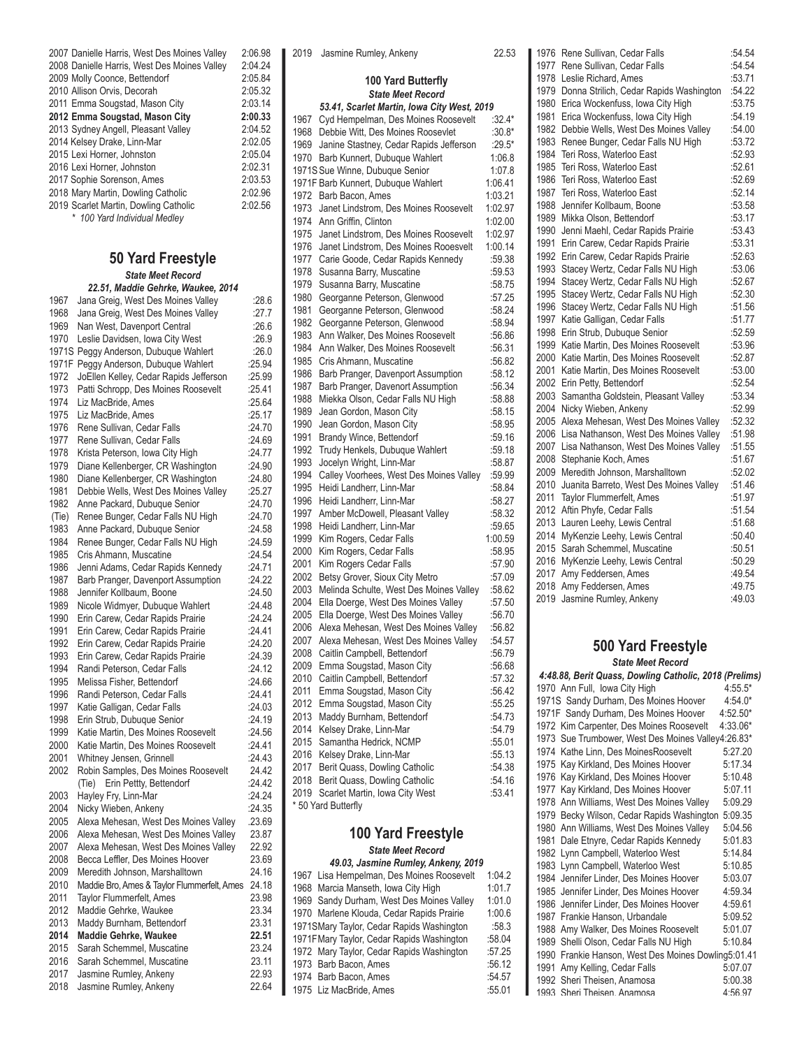| Year | Name, School | Time |
|---|---|---|
| 2007 | Danielle Harris, West Des Moines Valley | 2:06.98 |
| 2008 | Danielle Harris, West Des Moines Valley | 2:04.24 |
| 2009 | Molly Coonce, Bettendorf | 2:05.84 |
| 2010 | Allison Orvis, Decorah | 2:05.32 |
| 2011 | Emma Sougstad, Mason City | 2:03.14 |
| **2012** | **Emma Sougstad, Mason City** | **2:00.33** |
| 2013 | Sydney Angell, Pleasant Valley | 2:04.52 |
| 2014 | Kelsey Drake, Linn-Mar | 2:02.05 |
| 2015 | Lexi Horner, Johnston | 2:05.04 |
| 2016 | Lexi Horner, Johnston | 2:02.31 |
| 2017 | Sophie Sorenson, Ames | 2:03.53 |
| 2018 | Mary Martin, Dowling Catholic | 2:02.96 |
| 2019 | Scarlet Martin, Dowling Catholic | 2:02.56 |

*\* 100 Yard Individual Medley*

## 50 Yard Freestyle

***State Meet Record***

***22.51, Maddie Gehrke, Waukee, 2014***

| Year | Name, School | Time |
|---|---|---|
| 1967 | Jana Greig, West Des Moines Valley | :28.6 |
| 1968 | Jana Greig, West Des Moines Valley | :27.7 |
| 1969 | Nan West, Davenport Central | :26.6 |
| 1970 | Leslie Davidsen, Iowa City West | :26.9 |
| 1971S | Peggy Anderson, Dubuque Wahlert | :26.0 |
| 1971F | Peggy Anderson, Dubuque Wahlert | :25.94 |
| 1972 | JoEllen Kelley, Cedar Rapids Jefferson | :25.99 |
| 1973 | Patti Schropp, Des Moines Roosevelt | :25.41 |
| 1974 | Liz MacBride, Ames | :25.64 |
| 1975 | Liz MacBride, Ames | :25.17 |
| 1976 | Rene Sullivan, Cedar Falls | :24.70 |
| 1977 | Rene Sullivan, Cedar Falls | :24.69 |
| 1978 | Krista Peterson, Iowa City High | :24.77 |
| 1979 | Diane Kellenberger, CR Washington | :24.90 |
| 1980 | Diane Kellenberger, CR Washington | :24.80 |
| 1981 | Debbie Wells, West Des Moines Valley | :25.27 |
| 1982 | Anne Packard, Dubuque Senior | :24.70 |
| (Tie) | Renee Bunger, Cedar Falls NU High | :24.70 |
| 1983 | Anne Packard, Dubuque Senior | :24.58 |
| 1984 | Renee Bunger, Cedar Falls NU High | :24.59 |
| 1985 | Cris Ahmann, Muscatine | :24.54 |
| 1986 | Jenni Adams, Cedar Rapids Kennedy | :24.71 |
| 1987 | Barb Pranger, Davenport Assumption | :24.22 |
| 1988 | Jennifer Kollbaum, Boone | :24.50 |
| 1989 | Nicole Widmyer, Dubuque Wahlert | :24.48 |
| 1990 | Erin Carew, Cedar Rapids Prairie | :24.24 |
| 1991 | Erin Carew, Cedar Rapids Prairie | :24.41 |
| 1992 | Erin Carew, Cedar Rapids Prairie | :24.20 |
| 1993 | Erin Carew, Cedar Rapids Prairie | :24.39 |
| 1994 | Randi Peterson, Cedar Falls | :24.12 |
| 1995 | Melissa Fisher, Bettendorf | :24.66 |
| 1996 | Randi Peterson, Cedar Falls | :24.41 |
| 1997 | Katie Galligan, Cedar Falls | :24.03 |
| 1998 | Erin Strub, Dubuque Senior | :24.19 |
| 1999 | Katie Martin, Des Moines Roosevelt | :24.56 |
| 2000 | Katie Martin, Des Moines Roosevelt | :24.41 |
| 2001 | Whitney Jensen, Grinnell | :24.43 |
| 2002 | Robin Samples, Des Moines Roosevelt | 24.42 |
| | (Tie) Erin Pettty, Bettendorf | :24.42 |
| 2003 | Hayley Fry, Linn-Mar | :24.24 |
| 2004 | Nicky Wieben, Ankeny | :24.35 |
| 2005 | Alexa Mehesan, West Des Moines Valley | :23.69 |
| 2006 | Alexa Mehesan, West Des Moines Valley | 23.87 |
| 2007 | Alexa Mehesan, West Des Moines Valley | 22.92 |
| 2008 | Becca Leffler, Des Moines Hoover | 23.69 |
| 2009 | Meredith Johnson, Marshalltown | 24.16 |
| 2010 | Maddie Bro, Ames & Taylor Flummerfelt, Ames | 24.18 |
| 2011 | Taylor Flummerfelt, Ames | 23.98 |
| 2012 | Maddie Gehrke, Waukee | 23.34 |
| 2013 | Maddy Burnham, Bettendorf | 23.31 |
| **2014** | **Maddie Gehrke, Waukee** | **22.51** |
| 2015 | Sarah Schemmel, Muscatine | 23.24 |
| 2016 | Sarah Schemmel, Muscatine | 23.11 |
| 2017 | Jasmine Rumley, Ankeny | 22.93 |
| 2018 | Jasmine Rumley, Ankeny | 22.64 |
| 2019 | Jasmine Rumley, Ankeny | 22.53 |

## 100 Yard Butterfly

***State Meet Record***

***53.41, Scarlet Martin, Iowa City West, 2019***

| Year | Name, School | Time |
|---|---|---|
| 1967 | Cyd Hempelman, Des Moines Roosevelt | :32.4* |
| 1968 | Debbie Witt, Des Moines Roosevelt | :30.8* |
| 1969 | Janine Stastney, Cedar Rapids Jefferson | :29.5* |
| 1970 | Barb Kunnert, Dubuque Wahlert | 1:06.8 |
| 1971S | Sue Winne, Dubuque Senior | 1:07.8 |
| 1971F | Barb Kunnert, Dubuque Wahlert | 1:06.41 |
| 1972 | Barb Bacon, Ames | 1:03.21 |
| 1973 | Janet Lindstrom, Des Moines Roosevelt | 1:02.97 |
| 1974 | Ann Griffin, Clinton | 1:02.00 |
| 1975 | Janet Lindstrom, Des Moines Roosevelt | 1:02.97 |
| 1976 | Janet Lindstrom, Des Moines Rooevelt | 1:00.14 |
| 1977 | Carie Goode, Cedar Rapids Kennedy | :59.38 |
| 1978 | Susanna Barry, Muscatine | :59.53 |
| 1979 | Susanna Barry, Muscatine | :58.75 |
| 1980 | Georganne Peterson, Glenwood | :57.25 |
| 1981 | Georganne Peterson, Glenwood | :58.24 |
| 1982 | Georganne Peterson, Glenwood | :58.94 |
| 1983 | Ann Walker, Des Moines Roosevelt | :56.86 |
| 1984 | Ann Walker, Des Moines Roosevelt | :56.31 |
| 1985 | Cris Ahmann, Muscatine | :56.82 |
| 1986 | Barb Pranger, Davenport Assumption | :58.12 |
| 1987 | Barb Pranger, Davenort Assumption | :56.34 |
| 1988 | Miekka Olson, Cedar Falls NU High | :58.88 |
| 1989 | Jean Gordon, Mason City | :58.15 |
| 1990 | Jean Gordon, Mason City | :58.95 |
| 1991 | Brandy Wince, Bettendorf | :59.16 |
| 1992 | Trudy Henkels, Dubuque Wahlert | :59.18 |
| 1993 | Jocelyn Wright, Linn-Mar | :58.87 |
| 1994 | Calley Voorhees, West Des Moines Valley | :59.99 |
| 1995 | Heidi Landherr, Linn-Mar | :58.84 |
| 1996 | Heidi Landherr, Linn-Mar | :58.27 |
| 1997 | Amber McDowell, Pleasant Valley | :58.32 |
| 1998 | Heidi Landherr, Linn-Mar | :59.65 |
| 1999 | Kim Rogers, Cedar Falls | 1:00.59 |
| 2000 | Kim Rogers, Cedar Falls | :58.95 |
| 2001 | Kim Rogers Cedar Falls | :57.90 |
| 2002 | Betsy Grover, Sioux City Metro | :57.09 |
| 2003 | Melinda Schulte, West Des Moines Valley | :58.62 |
| 2004 | Ella Doerge, West Des Moines Valley | :57.50 |
| 2005 | Ella Doerge, West Des Moines Valley | :56.70 |
| 2006 | Alexa Mehesan, West Des Moines Valley | :56.82 |
| 2007 | Alexa Mehesan, West Des Moines Valley | :54.57 |
| 2008 | Caitlin Campbell, Bettendorf | :56.79 |
| 2009 | Emma Sougstad, Mason City | :56.68 |
| 2010 | Caitlin Campbell, Bettendorf | :57.32 |
| 2011 | Emma Sougstad, Mason City | :56.42 |
| 2012 | Emma Sougstad, Mason City | :55.25 |
| 2013 | Maddy Burnham, Bettendorf | :54.73 |
| 2014 | Kelsey Drake, Linn-Mar | :54.79 |
| 2015 | Samantha Hedrick, NCMP | :55.01 |
| 2016 | Kelsey Drake, Linn-Mar | :55.13 |
| 2017 | Berit Quass, Dowling Catholic | :54.38 |
| 2018 | Berit Quass, Dowling Catholic | :54.16 |
| 2019 | Scarlet Martin, Iowa City West | :53.41 |

*\* 50 Yard Butterfly*

## 100 Yard Freestyle

***State Meet Record***

***49.03, Jasmine Rumley, Ankeny, 2019***

| Year | Name, School | Time |
|---|---|---|
| 1967 | Lisa Hempelman, Des Moines Roosevelt | 1:04.2 |
| 1968 | Marcia Manseth, Iowa City High | 1:01.7 |
| 1969 | Sandy Durham, West Des Moines Valley | 1:01.0 |
| 1970 | Marlene Klouda, Cedar Rapids Prairie | 1:00.6 |
| 1971S | Mary Taylor, Cedar Rapids Washington | :58.3 |
| 1971F | Mary Taylor, Cedar Rapids Washington | :58.04 |
| 1972 | Mary Taylor, Cedar Rapids Washington | :57.25 |
| 1973 | Barb Bacon, Ames | :56.12 |
| 1974 | Barb Bacon, Ames | :54.57 |
| 1975 | Liz MacBride, Ames | :55.01 |
| 1976 | Rene Sullivan, Cedar Falls | :54.54 |
| 1977 | Rene Sullivan, Cedar Falls | :54.54 |
| 1978 | Leslie Richard, Ames | :53.71 |
| 1979 | Donna Strilich, Cedar Rapids Washington | :54.22 |
| 1980 | Erica Wockenfuss, Iowa City High | :53.75 |
| 1981 | Erica Wockenfuss, Iowa City High | :54.19 |
| 1982 | Debbie Wells, West Des Moines Valley | :54.00 |
| 1983 | Renee Bunger, Cedar Falls NU High | :53.72 |
| 1984 | Teri Ross, Waterloo East | :52.93 |
| 1985 | Teri Ross, Waterloo East | :52.61 |
| 1986 | Teri Ross, Waterloo East | :52.69 |
| 1987 | Teri Ross, Waterloo East | :52.14 |
| 1988 | Jennifer Kollbaum, Boone | :53.58 |
| 1989 | Mikka Olson, Bettendorf | :53.17 |
| 1990 | Jenni Maehl, Cedar Rapids Prairie | :53.43 |
| 1991 | Erin Carew, Cedar Rapids Prairie | :53.31 |
| 1992 | Erin Carew, Cedar Rapids Prairie | :52.63 |
| 1993 | Stacey Wertz, Cedar Falls NU High | :53.06 |
| 1994 | Stacey Wertz, Cedar Falls NU High | :52.67 |
| 1995 | Stacey Wertz, Cedar Falls NU High | :52.30 |
| 1996 | Stacey Wertz, Cedar Falls NU High | :51.56 |
| 1997 | Katie Galligan, Cedar Falls | :51.77 |
| 1998 | Erin Strub, Dubuque Senior | :52.59 |
| 1999 | Katie Martin, Des Moines Roosevelt | :53.96 |
| 2000 | Katie Martin, Des Moines Roosevelt | :52.87 |
| 2001 | Katie Martin, Des Moines Roosevelt | :53.00 |
| 2002 | Erin Petty, Bettendorf | :52.54 |
| 2003 | Samantha Goldstein, Pleasant Valley | :53.34 |
| 2004 | Nicky Wieben, Ankeny | :52.99 |
| 2005 | Alexa Mehesan, West Des Moines Valley | :52.32 |
| 2006 | Lisa Nathanson, West Des Moines Valley | :51.98 |
| 2007 | Lisa Nathanson, West Des Moines Valley | :51.55 |
| 2008 | Stephanie Koch, Ames | :51.67 |
| 2009 | Meredith Johnson, Marshalltown | :52.02 |
| 2010 | Juanita Barreto, West Des Moines Valley | :51.46 |
| 2011 | Taylor Flummerfelt, Ames | :51.97 |
| 2012 | Aftin Phyfe, Cedar Falls | :51.54 |
| 2013 | Lauren Leehy, Lewis Central | :51.68 |
| 2014 | MyKenzie Leehy, Lewis Central | :50.40 |
| 2015 | Sarah Schemmel, Muscatine | :50.51 |
| 2016 | MyKenzie Leehy, Lewis Central | :50.29 |
| 2017 | Amy Feddersen, Ames | :49.54 |
| 2018 | Amy Feddersen, Ames | :49.75 |
| 2019 | Jasmine Rumley, Ankeny | :49.03 |

## 500 Yard Freestyle

***State Meet Record***

***4:48.88, Berit Quass, Dowling Catholic, 2018 (Prelims)***

| Year | Name, School | Time |
|---|---|---|
| 1970 | Ann Full, Iowa City High | 4:55.5* |
| 1971S | Sandy Durham, Des Moines Hoover | 4:54.0* |
| 1971F | Sandy Durham, Des Moines Hoover | 4:52.50* |
| 1972 | Kim Carpenter, Des Moines Roosevelt | 4:33.06* |
| 1973 | Sue Trumbower, West Des Moines Valley | 4:26.83* |
| 1974 | Kathe Linn, Des MoinesRoosevelt | 5:27.20 |
| 1975 | Kay Kirkland, Des Moines Hoover | 5:17.34 |
| 1976 | Kay Kirkland, Des Moines Hoover | 5:10.48 |
| 1977 | Kay Kirkland, Des Moines Hoover | 5:07.11 |
| 1978 | Ann Williams, West Des Moines Valley | 5:09.29 |
| 1979 | Becky Wilson, Cedar Rapids Washington | 5:09.35 |
| 1980 | Ann Williams, West Des Moines Valley | 5:04.56 |
| 1981 | Dale Etnyre, Cedar Rapids Kennedy | 5:01.83 |
| 1982 | Lynn Campbell, Waterloo West | 5:14.84 |
| 1983 | Lynn Campbell, Waterloo West | 5:10.85 |
| 1984 | Jennifer Linder, Des Moines Hoover | 5:03.07 |
| 1985 | Jennifer Linder, Des Moines Hoover | 4:59.34 |
| 1986 | Jennifer Linder, Des Moines Hoover | 4:59.61 |
| 1987 | Frankie Hanson, Urbandale | 5:09.52 |
| 1988 | Amy Walker, Des Moines Roosevelt | 5:01.07 |
| 1989 | Shelli Olson, Cedar Falls NU High | 5:10.84 |
| 1990 | Frankie Hanson, West Des Moines Dowling | 5:01.41 |
| 1991 | Amy Kelling, Cedar Falls | 5:07.07 |
| 1992 | Sheri Theisen, Anamosa | 5:00.38 |
| 1993 | Sheri Theisen, Anamosa | 4:56.97 |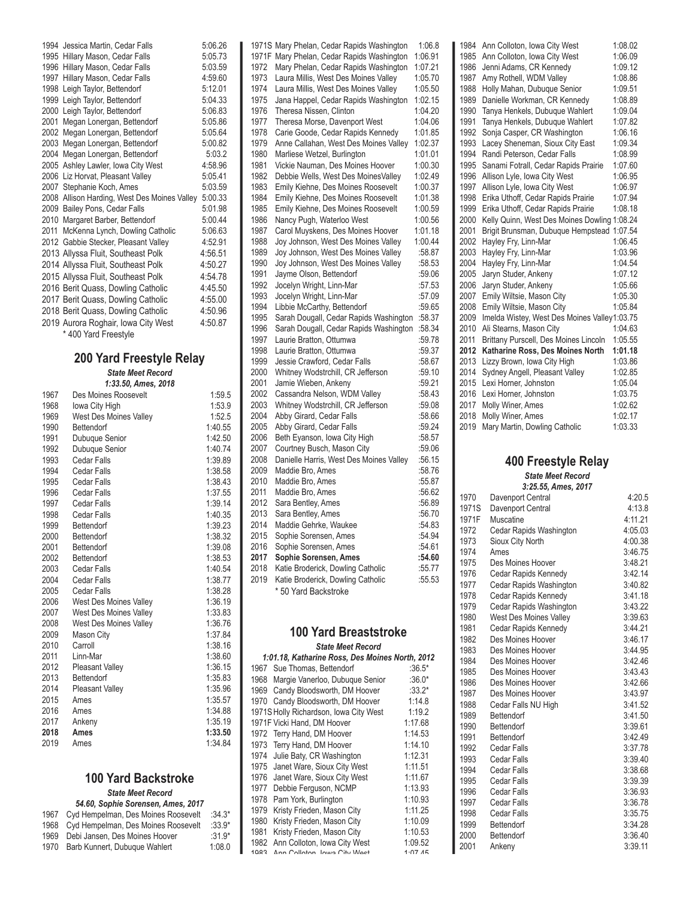| | | |
|---|---|---|
| 1994 | Jessica Martin, Cedar Falls | 5:06.26 |
| 1995 | Hillary Mason, Cedar Falls | 5:05.73 |
| 1996 | Hillary Mason, Cedar Falls | 5:03.59 |
| 1997 | Hillary Mason, Cedar Falls | 4:59.60 |
| 1998 | Leigh Taylor, Bettendorf | 5:12.01 |
| 1999 | Leigh Taylor, Bettendorf | 5:04.33 |
| 2000 | Leigh Taylor, Bettendorf | 5:06.83 |
| 2001 | Megan Lonergan, Bettendorf | 5:05.86 |
| 2002 | Megan Lonergan, Bettendorf | 5:05.64 |
| 2003 | Megan Lonergan, Bettendorf | 5:00.82 |
| 2004 | Megan Lonergan, Bettendorf | 5:03.2 |
| 2005 | Ashley Lawler, Iowa City West | 4:58.96 |
| 2006 | Liz Horvat, Pleasant Valley | 5:05.41 |
| 2007 | Stephanie Koch, Ames | 5:03.59 |
| 2008 | Allison Harding, West Des Moines Valley | 5:00.33 |
| 2009 | Bailey Pons, Cedar Falls | 5:01.98 |
| 2010 | Margaret Barber, Bettendorf | 5:00.44 |
| 2011 | McKenna Lynch, Dowling Catholic | 5:06.63 |
| 2012 | Gabbie Stecker, Pleasant Valley | 4:52.91 |
| 2013 | Allyssa Fluit, Southeast Polk | 4:56.51 |
| 2014 | Allyssa Fluit, Southeast Polk | 4:50.27 |
| 2015 | Allyssa Fluit, Southeast Polk | 4:54.78 |
| 2016 | Berit Quass, Dowling Catholic | 4:45.50 |
| 2017 | Berit Quass, Dowling Catholic | 4:55.00 |
| 2018 | Berit Quass, Dowling Catholic | 4:50.96 |
| 2019 | Aurora Roghair, Iowa City West | 4:50.87 |

* 400 Yard Freestyle

## 200 Yard Freestyle Relay

***State Meet Record***

***1:33.50, Ames, 2018***

| | | |
|---|---|---|
| 1967 | Des Moines Roosevelt | 1:59.5 |
| 1968 | Iowa City High | 1:53.9 |
| 1969 | West Des Moines Valley | 1:52.5 |
| 1990 | Bettendorf | 1:40.55 |
| 1991 | Dubuque Senior | 1:42.50 |
| 1992 | Dubuque Senior | 1:40.74 |
| 1993 | Cedar Falls | 1:39.89 |
| 1994 | Cedar Falls | 1:38.58 |
| 1995 | Cedar Falls | 1:38.43 |
| 1996 | Cedar Falls | 1:37.55 |
| 1997 | Cedar Falls | 1:39.14 |
| 1998 | Cedar Falls | 1:40.35 |
| 1999 | Bettendorf | 1:39.23 |
| 2000 | Bettendorf | 1:38.32 |
| 2001 | Bettendorf | 1:39.08 |
| 2002 | Bettendorf | 1:38.53 |
| 2003 | Cedar Falls | 1:40.54 |
| 2004 | Cedar Falls | 1:38.77 |
| 2005 | Cedar Falls | 1:38.28 |
| 2006 | West Des Moines Valley | 1:36.19 |
| 2007 | West Des Moines Valley | 1:33.83 |
| 2008 | West Des Moines Valley | 1:36.76 |
| 2009 | Mason City | 1:37.84 |
| 2010 | Carroll | 1:38.16 |
| 2011 | Linn-Mar | 1:38.60 |
| 2012 | Pleasant Valley | 1:36.15 |
| 2013 | Bettendorf | 1:35.83 |
| 2014 | Pleasant Valley | 1:35.96 |
| 2015 | Ames | 1:35.57 |
| 2016 | Ames | 1:34.88 |
| 2017 | Ankeny | 1:35.19 |
| **2018** | **Ames** | **1:33.50** |
| 2019 | Ames | 1:34.84 |

## 100 Yard Backstroke

***State Meet Record***

***54.60, Sophie Sorensen, Ames, 2017***

| | | |
|---|---|---|
| 1967 | Cyd Hempelman, Des Moines Roosevelt | :34.3* |
| 1968 | Cyd Hempelman, Des Moines Roosevelt | :33.9* |
| 1969 | Debi Jansen, Des Moines Hoover | :31.9* |
| 1970 | Barb Kunnert, Dubuque Wahlert | 1:08.0 |
| 1971S | Mary Phelan, Cedar Rapids Washington | 1:06.8 |
| 1971F | Mary Phelan, Cedar Rapids Washington | 1:06.91 |
| 1972 | Mary Phelan, Cedar Rapids Washington | 1:07.21 |
| 1973 | Laura Millis, West Des Moines Valley | 1:05.70 |
| 1974 | Laura Millis, West Des Moines Valley | 1:05.50 |
| 1975 | Jana Happel, Cedar Rapids Washington | 1:02.15 |
| 1976 | Theresa Nissen, Clinton | 1:04.20 |
| 1977 | Theresa Morse, Davenport West | 1:04.06 |
| 1978 | Carie Goode, Cedar Rapids Kennedy | 1:01.85 |
| 1979 | Anne Callahan, West Des Moines Valley | 1:02.37 |
| 1980 | Marliese Wetzel, Burlington | 1:01.01 |
| 1981 | Vickie Nauman, Des Moines Hoover | 1:00.30 |
| 1982 | Debbie Wells, West Des MoinesValley | 1:02.49 |
| 1983 | Emily Kiehne, Des Moines Roosevelt | 1:00.37 |
| 1984 | Emily Kiehne, Des Moines Roosevelt | 1:01.38 |
| 1985 | Emily Kiehne, Des Moines Roosevelt | 1:00.59 |
| 1986 | Nancy Pugh, Waterloo West | 1:00.56 |
| 1987 | Carol Muyskens, Des Moines Hoover | 1:01.18 |
| 1988 | Joy Johnson, West Des Moines Valley | 1:00.44 |
| 1989 | Joy Johnson, West Des Moines Valley | :58.87 |
| 1990 | Joy Johnson, West Des Moines Valley | :58.53 |
| 1991 | Jayme Olson, Bettendorf | :59.06 |
| 1992 | Jocelyn Wright, Linn-Mar | :57.53 |
| 1993 | Jocelyn Wright, Linn-Mar | :57.09 |
| 1994 | Libbie McCarthy, Bettendorf | :59.65 |
| 1995 | Sarah Dougall, Cedar Rapids Washington | :58.37 |
| 1996 | Sarah Dougall, Cedar Rapids Washington | :58.34 |
| 1997 | Laurie Bratton, Ottumwa | :59.78 |
| 1998 | Laurie Bratton, Ottumwa | :59.37 |
| 1999 | Jessie Crawford, Cedar Falls | :58.67 |
| 2000 | Whitney Wodstrchill, CR Jefferson | :59.10 |
| 2001 | Jamie Wieben, Ankeny | :59.21 |
| 2002 | Cassandra Nelson, WDM Valley | :58.43 |
| 2003 | Whitney Wodstrchill, CR Jefferson | :59.08 |
| 2004 | Abby Girard, Cedar Falls | :58.66 |
| 2005 | Abby Girard, Cedar Falls | :59.24 |
| 2006 | Beth Eyanson, Iowa City High | :58.57 |
| 2007 | Courtney Busch, Mason City | :59.06 |
| 2008 | Danielle Harris, West Des Moines Valley | :56.15 |
| 2009 | Maddie Bro, Ames | :58.76 |
| 2010 | Maddie Bro, Ames | :55.87 |
| 2011 | Maddie Bro, Ames | :56.62 |
| 2012 | Sara Bentley, Ames | :56.89 |
| 2013 | Sara Bentley, Ames | :56.70 |
| 2014 | Maddie Gehrke, Waukee | :54.83 |
| 2015 | Sophie Sorensen, Ames | :54.94 |
| 2016 | Sophie Sorensen, Ames | :54.61 |
| **2017** | **Sophie Sorensen, Ames** | **:54.60** |
| 2018 | Katie Broderick, Dowling Catholic | :55.77 |
| 2019 | Katie Broderick, Dowling Catholic | :55.53 |

* 50 Yard Backstroke

## 100 Yard Breaststroke

***State Meet Record***

***1:01.18, Katharine Ross, Des Moines North, 2012***

| | | |
|---|---|---|
| 1967 | Sue Thomas, Bettendorf | :36.5* |
| 1968 | Margie Vanerloo, Dubuque Senior | :36.0* |
| 1969 | Candy Bloodsworth, DM Hoover | :33.2* |
| 1970 | Candy Bloodsworth, DM Hoover | 1:14.8 |
| 1971S | Holly Richardson, Iowa City West | 1:19.2 |
| 1971F | Vicki Hand, DM Hoover | 1:17.68 |
| 1972 | Terry Hand, DM Hoover | 1:14.53 |
| 1973 | Terry Hand, DM Hoover | 1:14.10 |
| 1974 | Julie Baty, CR Washington | 1:12.31 |
| 1975 | Janet Ware, Sioux City West | 1:11.51 |
| 1976 | Janet Ware, Sioux City West | 1:11.67 |
| 1977 | Debbie Ferguson, NCMP | 1:13.93 |
| 1978 | Pam York, Burlington | 1:10.93 |
| 1979 | Kristy Frieden, Mason City | 1:11.25 |
| 1980 | Kristy Frieden, Mason City | 1:10.09 |
| 1981 | Kristy Frieden, Mason City | 1:10.53 |
| 1982 | Ann Colloton, Iowa City West | 1:09.52 |
| 1983 | Ann Colloton, Iowa City West | 1:07.45 |
| 1984 | Ann Colloton, Iowa City West | 1:08.02 |
| 1985 | Ann Colloton, Iowa City West | 1:06.09 |
| 1986 | Jenni Adams, CR Kennedy | 1:09.12 |
| 1987 | Amy Rothell, WDM Valley | 1:08.86 |
| 1988 | Holly Mahan, Dubuque Senior | 1:09.51 |
| 1989 | Danielle Workman, CR Kennedy | 1:08.89 |
| 1990 | Tanya Henkels, Dubuque Wahlert | 1:09.04 |
| 1991 | Tanya Henkels, Dubuque Wahlert | 1:07.82 |
| 1992 | Sonja Casper, CR Washington | 1:06.16 |
| 1993 | Lacey Sheneman, Sioux City East | 1:09.34 |
| 1994 | Randi Peterson, Cedar Falls | 1:08.99 |
| 1995 | Sanami Fotrall, Cedar Rapids Prairie | 1:07.60 |
| 1996 | Allison Lyle, Iowa City West | 1:06.95 |
| 1997 | Allison Lyle, Iowa City West | 1:06.97 |
| 1998 | Erika Uthoff, Cedar Rapids Prairie | 1:07.94 |
| 1999 | Erika Uthoff, Cedar Rapids Prairie | 1:08.18 |
| 2000 | Kelly Quinn, West Des Moines Dowling | 1:08.24 |
| 2001 | Brigit Brunsman, Dubuque Hempstead | 1:07.54 |
| 2002 | Hayley Fry, Linn-Mar | 1:06.45 |
| 2003 | Hayley Fry, Linn-Mar | 1:03.96 |
| 2004 | Hayley Fry, Linn-Mar | 1:04.54 |
| 2005 | Jaryn Studer, Ankeny | 1:07.12 |
| 2006 | Jaryn Studer, Ankeny | 1:05.66 |
| 2007 | Emily Wiltsie, Mason City | 1:05.30 |
| 2008 | Emily Wiltsie, Mason City | 1:05.84 |
| 2009 | Imelda Wistey, West Des Moines Valley | 1:03.75 |
| 2010 | Ali Stearns, Mason City | 1:04.63 |
| 2011 | Brittany Purscell, Des Moines Lincoln | 1:05.55 |
| **2012** | **Katharine Ross, Des Moines North** | **1:01.18** |
| 2013 | Lizzy Brown, Iowa City High | 1:03.86 |
| 2014 | Sydney Angell, Pleasant Valley | 1:02.85 |
| 2015 | Lexi Horner, Johnston | 1:05.04 |
| 2016 | Lexi Horner, Johnston | 1:03.75 |
| 2017 | Molly Winer, Ames | 1:02.62 |
| 2018 | Molly Winer, Ames | 1:02.17 |
| 2019 | Mary Martin, Dowling Catholic | 1:03.33 |

## 400 Freestyle Relay

***State Meet Record***

***3:25.55, Ames, 2017***

| | | |
|---|---|---|
| 1970 | Davenport Central | 4:20.5 |
| 1971S | Davenport Central | 4:13.8 |
| 1971F | Muscatine | 4:11.21 |
| 1972 | Cedar Rapids Washington | 4:05.03 |
| 1973 | Sioux City North | 4:00.38 |
| 1974 | Ames | 3:46.75 |
| 1975 | Des Moines Hoover | 3:48.21 |
| 1976 | Cedar Rapids Kennedy | 3:42.14 |
| 1977 | Cedar Rapids Washington | 3:40.82 |
| 1978 | Cedar Rapids Kennedy | 3:41.18 |
| 1979 | Cedar Rapids Washington | 3:43.22 |
| 1980 | West Des Moines Valley | 3:39.63 |
| 1981 | Cedar Rapids Kennedy | 3:44.21 |
| 1982 | Des Moines Hoover | 3:46.17 |
| 1983 | Des Moines Hoover | 3:44.95 |
| 1984 | Des Moines Hoover | 3:42.46 |
| 1985 | Des Moines Hoover | 3:43.43 |
| 1986 | Des Moines Hoover | 3:42.66 |
| 1987 | Des Moines Hoover | 3:43.97 |
| 1988 | Cedar Falls NU High | 3:41.52 |
| 1989 | Bettendorf | 3:41.50 |
| 1990 | Bettendorf | 3:39.61 |
| 1991 | Bettendorf | 3:42.49 |
| 1992 | Cedar Falls | 3:37.78 |
| 1993 | Cedar Falls | 3:39.40 |
| 1994 | Cedar Falls | 3:38.68 |
| 1995 | Cedar Falls | 3:39.39 |
| 1996 | Cedar Falls | 3:36.93 |
| 1997 | Cedar Falls | 3:36.78 |
| 1998 | Cedar Falls | 3:35.75 |
| 1999 | Bettendorf | 3:34.28 |
| 2000 | Bettendorf | 3:36.40 |
| 2001 | Ankeny | 3:39.11 |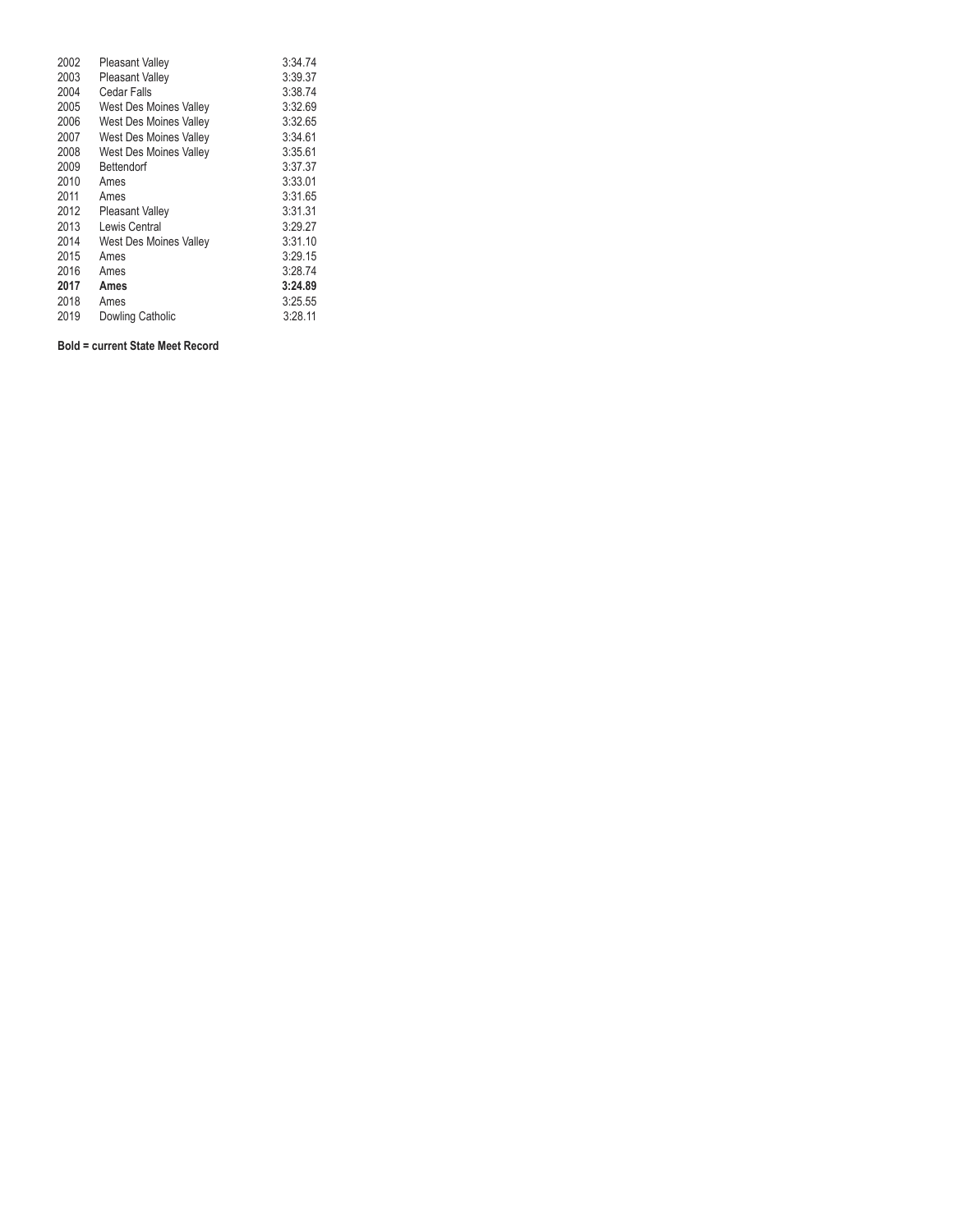| | | |
|---|---|---|
| 2002 | Pleasant Valley | 3:34.74 |
| 2003 | Pleasant Valley | 3:39.37 |
| 2004 | Cedar Falls | 3:38.74 |
| 2005 | West Des Moines Valley | 3:32.69 |
| 2006 | West Des Moines Valley | 3:32.65 |
| 2007 | West Des Moines Valley | 3:34.61 |
| 2008 | West Des Moines Valley | 3:35.61 |
| 2009 | Bettendorf | 3:37.37 |
| 2010 | Ames | 3:33.01 |
| 2011 | Ames | 3:31.65 |
| 2012 | Pleasant Valley | 3:31.31 |
| 2013 | Lewis Central | 3:29.27 |
| 2014 | West Des Moines Valley | 3:31.10 |
| 2015 | Ames | 3:29.15 |
| 2016 | Ames | 3:28.74 |
| **2017** | **Ames** | **3:24.89** |
| 2018 | Ames | 3:25.55 |
| 2019 | Dowling Catholic | 3:28.11 |

**Bold = current State Meet Record**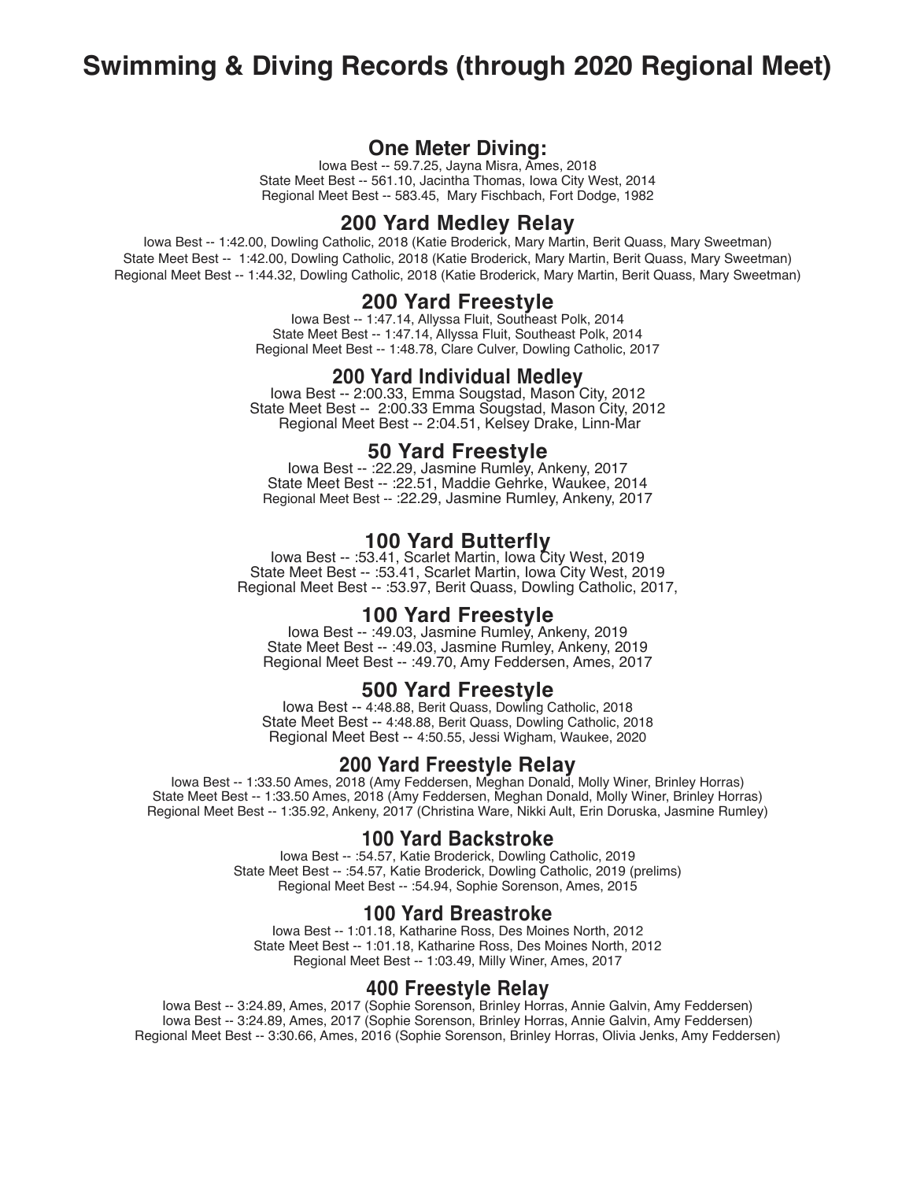# Swimming & Diving Records (through 2020 Regional Meet)

## One Meter Diving:

Iowa Best -- 59.7.25, Jayna Misra, Ames, 2018
State Meet Best -- 561.10, Jacintha Thomas, Iowa City West, 2014
Regional Meet Best -- 583.45, Mary Fischbach, Fort Dodge, 1982

## 200 Yard Medley Relay

Iowa Best -- 1:42.00, Dowling Catholic, 2018 (Katie Broderick, Mary Martin, Berit Quass, Mary Sweetman)
State Meet Best -- 1:42.00, Dowling Catholic, 2018 (Katie Broderick, Mary Martin, Berit Quass, Mary Sweetman)
Regional Meet Best -- 1:44.32, Dowling Catholic, 2018 (Katie Broderick, Mary Martin, Berit Quass, Mary Sweetman)

## 200 Yard Freestyle

Iowa Best -- 1:47.14, Allyssa Fluit, Southeast Polk, 2014
State Meet Best -- 1:47.14, Allyssa Fluit, Southeast Polk, 2014
Regional Meet Best -- 1:48.78, Clare Culver, Dowling Catholic, 2017

## 200 Yard Individual Medley

Iowa Best -- 2:00.33, Emma Sougstad, Mason City, 2012
State Meet Best -- 2:00.33 Emma Sougstad, Mason City, 2012
Regional Meet Best -- 2:04.51, Kelsey Drake, Linn-Mar

## 50 Yard Freestyle

Iowa Best -- :22.29, Jasmine Rumley, Ankeny, 2017
State Meet Best -- :22.51, Maddie Gehrke, Waukee, 2014
Regional Meet Best -- :22.29, Jasmine Rumley, Ankeny, 2017

## 100 Yard Butterfly

Iowa Best -- :53.41, Scarlet Martin, Iowa City West, 2019
State Meet Best -- :53.41, Scarlet Martin, Iowa City West, 2019
Regional Meet Best -- :53.97, Berit Quass, Dowling Catholic, 2017,

## 100 Yard Freestyle

Iowa Best -- :49.03, Jasmine Rumley, Ankeny, 2019
State Meet Best -- :49.03, Jasmine Rumley, Ankeny, 2019
Regional Meet Best -- :49.70, Amy Feddersen, Ames, 2017

## 500 Yard Freestyle

Iowa Best -- 4:48.88, Berit Quass, Dowling Catholic, 2018
State Meet Best -- 4:48.88, Berit Quass, Dowling Catholic, 2018
Regional Meet Best -- 4:50.55, Jessi Wigham, Waukee, 2020

## 200 Yard Freestyle Relay

Iowa Best -- 1:33.50 Ames, 2018 (Amy Feddersen, Meghan Donald, Molly Winer, Brinley Horras)
State Meet Best -- 1:33.50 Ames, 2018 (Amy Feddersen, Meghan Donald, Molly Winer, Brinley Horras)
Regional Meet Best -- 1:35.92, Ankeny, 2017 (Christina Ware, Nikki Ault, Erin Doruska, Jasmine Rumley)

## 100 Yard Backstroke

Iowa Best -- :54.57, Katie Broderick, Dowling Catholic, 2019
State Meet Best -- :54.57, Katie Broderick, Dowling Catholic, 2019 (prelims)
Regional Meet Best -- :54.94, Sophie Sorenson, Ames, 2015

## 100 Yard Breastroke

Iowa Best -- 1:01.18, Katharine Ross, Des Moines North, 2012
State Meet Best -- 1:01.18, Katharine Ross, Des Moines North, 2012
Regional Meet Best -- 1:03.49, Milly Winer, Ames, 2017

## 400 Freestyle Relay

Iowa Best -- 3:24.89, Ames, 2017 (Sophie Sorenson, Brinley Horras, Annie Galvin, Amy Feddersen)
Iowa Best -- 3:24.89, Ames, 2017 (Sophie Sorenson, Brinley Horras, Annie Galvin, Amy Feddersen)
Regional Meet Best -- 3:30.66, Ames, 2016 (Sophie Sorenson, Brinley Horras, Olivia Jenks, Amy Feddersen)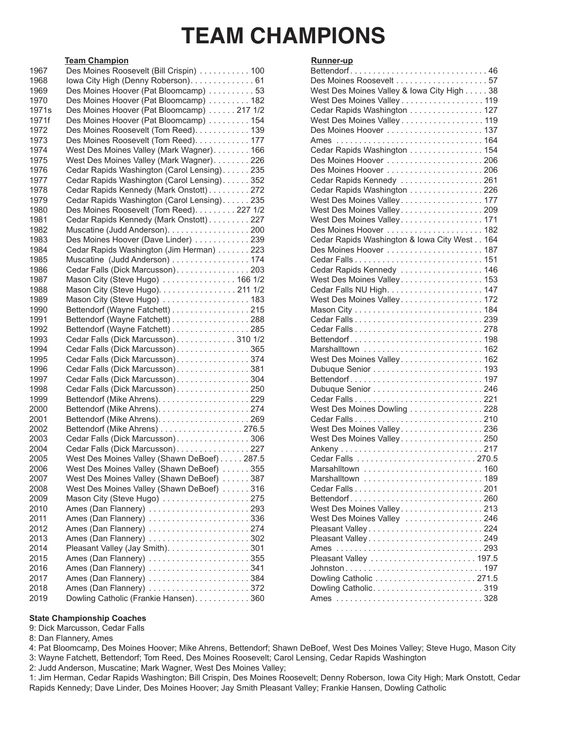# TEAM CHAMPIONS

| Year | Team Champion | Runner-up |
|---|---|---|
| 1967 | Des Moines Roosevelt (Bill Crispin) . . . . . . . . . . . 100 | Bettendorf . . . . . . . . . . . . . . . . . . . . . . . . . . . . . 46 |
| 1968 | Iowa City High (Denny Roberson). . . . . . . . . . . . . . 61 | Des Moines Roosevelt . . . . . . . . . . . . . . . . . . . . 57 |
| 1969 | Des Moines Hoover (Pat Bloomcamp) . . . . . . . . . . 53 | West Des Moines Valley & Iowa City High . . . . . 38 |
| 1970 | Des Moines Hoover (Pat Bloomcamp) . . . . . . . . . 182 | West Des Moines Valley . . . . . . . . . . . . . . . . . . 119 |
| 1971s | Des Moines Hoover (Pat Bloomcamp) . . . . . . 217 1/2 | Cedar Rapids Washington . . . . . . . . . . . . . . . . 127 |
| 1971f | Des Moines Hoover (Pat Bloomcamp) . . . . . . . . . 154 | West Des Moines Valley . . . . . . . . . . . . . . . . . . 119 |
| 1972 | Des Moines Roosevelt (Tom Reed). . . . . . . . . . . . 139 | Des Moines Hoover . . . . . . . . . . . . . . . . . . . . . 137 |
| 1973 | Des Moines Roosevelt (Tom Reed). . . . . . . . . . . . 177 | Ames . . . . . . . . . . . . . . . . . . . . . . . . . . . . . . . 164 |
| 1974 | West Des Moines Valley (Mark Wagner). . . . . . . . 166 | Cedar Rapids Washington . . . . . . . . . . . . . . . . 154 |
| 1975 | West Des Moines Valley (Mark Wagner). . . . . . . . 226 | Des Moines Hoover . . . . . . . . . . . . . . . . . . . . . 206 |
| 1976 | Cedar Rapids Washington (Carol Lensing). . . . . . 235 | Des Moines Hoover . . . . . . . . . . . . . . . . . . . . . 206 |
| 1977 | Cedar Rapids Washington (Carol Lensing). . . . . . 352 | Cedar Rapids Kennedy . . . . . . . . . . . . . . . . . . 261 |
| 1978 | Cedar Rapids Kennedy (Mark Onstott) . . . . . . . . . 272 | Cedar Rapids Washington . . . . . . . . . . . . . . . . 226 |
| 1979 | Cedar Rapids Washington (Carol Lensing). . . . . . 235 | West Des Moines Valley. . . . . . . . . . . . . . . . . . 177 |
| 1980 | Des Moines Roosevelt (Tom Reed). . . . . . . . . 227 1/2 | West Des Moines Valley. . . . . . . . . . . . . . . . . . 209 |
| 1981 | Cedar Rapids Kennedy (Mark Onstott) . . . . . . . . . 227 | West Des Moines Valley. . . . . . . . . . . . . . . . . . 171 |
| 1982 | Muscatine (Judd Anderson). . . . . . . . . . . . . . . . . . 200 | Des Moines Hoover . . . . . . . . . . . . . . . . . . . . . 182 |
| 1983 | Des Moines Hoover (Dave Linder) . . . . . . . . . . . . 239 | Cedar Rapids Washington & Iowa City West . . 164 |
| 1984 | Cedar Rapids Washington (Jim Herman) . . . . . . . 223 | Des Moines Hoover . . . . . . . . . . . . . . . . . . . . . 187 |
| 1985 | Muscatine (Judd Anderson) . . . . . . . . . . . . . . . . . 174 | Cedar Falls . . . . . . . . . . . . . . . . . . . . . . . . . . . 151 |
| 1986 | Cedar Falls (Dick Marcusson). . . . . . . . . . . . . . . . 203 | Cedar Rapids Kennedy . . . . . . . . . . . . . . . . . . 146 |
| 1987 | Mason City (Steve Hugo) . . . . . . . . . . . . . . . . 166 1/2 | West Des Moines Valley. . . . . . . . . . . . . . . . . . 153 |
| 1988 | Mason City (Steve Hugo). . . . . . . . . . . . . . . . . 211 1/2 | Cedar Falls NU High. . . . . . . . . . . . . . . . . . . . . 147 |
| 1989 | Mason City (Steve Hugo) . . . . . . . . . . . . . . . . . . . 183 | West Des Moines Valley. . . . . . . . . . . . . . . . . . 172 |
| 1990 | Bettendorf (Wayne Fatchett) . . . . . . . . . . . . . . . . . 215 | Mason City . . . . . . . . . . . . . . . . . . . . . . . . . . . 184 |
| 1991 | Bettendorf (Wayne Fatchett) . . . . . . . . . . . . . . . . . 288 | Cedar Falls . . . . . . . . . . . . . . . . . . . . . . . . . . . 239 |
| 1992 | Bettendorf (Wayne Fatchett) . . . . . . . . . . . . . . . . . 285 | Cedar Falls . . . . . . . . . . . . . . . . . . . . . . . . . . . 278 |
| 1993 | Cedar Falls (Dick Marcusson). . . . . . . . . . . . . 310 1/2 | Bettendorf. . . . . . . . . . . . . . . . . . . . . . . . . . . . 198 |
| 1994 | Cedar Falls (Dick Marcusson). . . . . . . . . . . . . . . . 365 | Marshalltown . . . . . . . . . . . . . . . . . . . . . . . . . 162 |
| 1995 | Cedar Falls (Dick Marcusson). . . . . . . . . . . . . . . . 374 | West Des Moines Valley. . . . . . . . . . . . . . . . . . 162 |
| 1996 | Cedar Falls (Dick Marcusson). . . . . . . . . . . . . . . . 381 | Dubuque Senior . . . . . . . . . . . . . . . . . . . . . . . . 193 |
| 1997 | Cedar Falls (Dick Marcusson). . . . . . . . . . . . . . . . 304 | Bettendorf. . . . . . . . . . . . . . . . . . . . . . . . . . . . 197 |
| 1998 | Cedar Falls (Dick Marcusson). . . . . . . . . . . . . . . . 250 | Dubuque Senior . . . . . . . . . . . . . . . . . . . . . . . . 246 |
| 1999 | Bettendorf (Mike Ahrens). . . . . . . . . . . . . . . . . . . . 229 | Cedar Falls . . . . . . . . . . . . . . . . . . . . . . . . . . . 221 |
| 2000 | Bettendorf (Mike Ahrens). . . . . . . . . . . . . . . . . . . . 274 | West Des Moines Dowling . . . . . . . . . . . . . . . . 228 |
| 2001 | Bettendorf (Mike Ahrens). . . . . . . . . . . . . . . . . . . . 269 | Cedar Falls . . . . . . . . . . . . . . . . . . . . . . . . . . . 210 |
| 2002 | Bettendorf (Mike Ahrens) . . . . . . . . . . . . . . . . . . 276.5 | West Des Moines Valley. . . . . . . . . . . . . . . . . . 236 |
| 2003 | Cedar Falls (Dick Marcusson). . . . . . . . . . . . . . . . 306 | West Des Moines Valley. . . . . . . . . . . . . . . . . . 250 |
| 2004 | Cedar Falls (Dick Marcusson). . . . . . . . . . . . . . . . 227 | Ankeny . . . . . . . . . . . . . . . . . . . . . . . . . . . . . . 217 |
| 2005 | West Des Moines Valley (Shawn DeBoef) . . . . . 287.5 | Cedar Falls . . . . . . . . . . . . . . . . . . . . . . . . . 270.5 |
| 2006 | West Des Moines Valley (Shawn DeBoef) . . . . . . 355 | Marsahlltown . . . . . . . . . . . . . . . . . . . . . . . . . 160 |
| 2007 | West Des Moines Valley (Shawn DeBoef) . . . . . . 387 | Marshalltown . . . . . . . . . . . . . . . . . . . . . . . . . 189 |
| 2008 | West Des Moines Valley (Shawn DeBoef) . . . . . . 316 | Cedar Falls . . . . . . . . . . . . . . . . . . . . . . . . . . . 201 |
| 2009 | Mason City (Steve Hugo) . . . . . . . . . . . . . . . . . . . 275 | Bettendorf. . . . . . . . . . . . . . . . . . . . . . . . . . . . 260 |
| 2010 | Ames (Dan Flannery) . . . . . . . . . . . . . . . . . . . . . . 293 | West Des Moines Valley. . . . . . . . . . . . . . . . . . 213 |
| 2011 | Ames (Dan Flannery) . . . . . . . . . . . . . . . . . . . . . . 336 | West Des Moines Valley . . . . . . . . . . . . . . . . . 246 |
| 2012 | Ames (Dan Flannery) . . . . . . . . . . . . . . . . . . . . . . 274 | Pleasant Valley . . . . . . . . . . . . . . . . . . . . . . . . 224 |
| 2013 | Ames (Dan Flannery) . . . . . . . . . . . . . . . . . . . . . . 302 | Pleasant Valley . . . . . . . . . . . . . . . . . . . . . . . . 249 |
| 2014 | Pleasant Valley (Jay Smith). . . . . . . . . . . . . . . . . . 301 | Ames . . . . . . . . . . . . . . . . . . . . . . . . . . . . . . . 293 |
| 2015 | Ames (Dan Flannery) . . . . . . . . . . . . . . . . . . . . . . 355 | Pleasant Valley . . . . . . . . . . . . . . . . . . . . . . 197.5 |
| 2016 | Ames (Dan Flannery) . . . . . . . . . . . . . . . . . . . . . . 341 | Johnston . . . . . . . . . . . . . . . . . . . . . . . . . . . . . 197 |
| 2017 | Ames (Dan Flannery) . . . . . . . . . . . . . . . . . . . . . . 384 | Dowling Catholic . . . . . . . . . . . . . . . . . . . . . 271.5 |
| 2018 | Ames (Dan Flannery) . . . . . . . . . . . . . . . . . . . . . . 372 | Dowling Catholic. . . . . . . . . . . . . . . . . . . . . . . 319 |
| 2019 | Dowling Catholic (Frankie Hansen). . . . . . . . . . . . 360 | Ames . . . . . . . . . . . . . . . . . . . . . . . . . . . . . . . 328 |

**State Championship Coaches**

9: Dick Marcusson, Cedar Falls

8: Dan Flannery, Ames

4: Pat Bloomcamp, Des Moines Hoover; Mike Ahrens, Bettendorf; Shawn DeBoef, West Des Moines Valley; Steve Hugo, Mason City

3: Wayne Fatchett, Bettendorf; Tom Reed, Des Moines Roosevelt; Carol Lensing, Cedar Rapids Washington

2: Judd Anderson, Muscatine; Mark Wagner, West Des Moines Valley;

1: Jim Herman, Cedar Rapids Washington; Bill Crispin, Des Moines Roosevelt; Denny Roberson, Iowa City High; Mark Onstott, Cedar Rapids Kennedy; Dave Linder, Des Moines Hoover; Jay Smith Pleasant Valley; Frankie Hansen, Dowling Catholic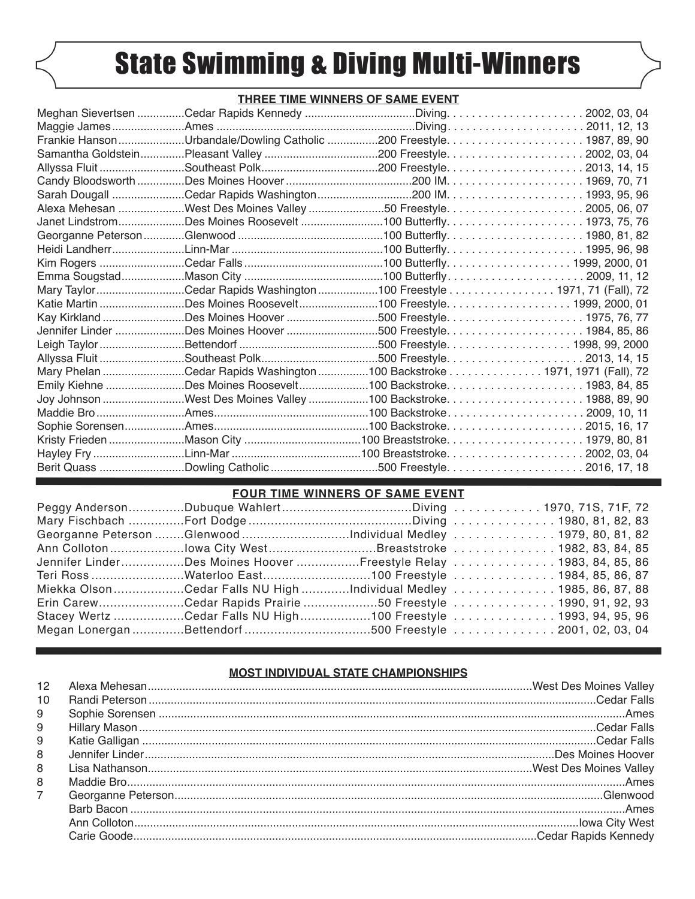# State Swimming & Diving Multi-Winners

## THREE TIME WINNERS OF SAME EVENT

| Name | School | Event | Years |
|---|---|---|---|
| Meghan Sievertsen | Cedar Rapids Kennedy | Diving | 2002, 03, 04 |
| Maggie James | Ames | Diving | 2011, 12, 13 |
| Frankie Hanson | Urbandale/Dowling Catholic | 200 Freestyle | 1987, 89, 90 |
| Samantha Goldstein | Pleasant Valley | 200 Freestyle | 2002, 03, 04 |
| Allyssa Fluit | Southeast Polk | 200 Freestyle | 2013, 14, 15 |
| Candy Bloodsworth | Des Moines Hoover | 200 IM | 1969, 70, 71 |
| Sarah Dougall | Cedar Rapids Washington | 200 IM | 1993, 95, 96 |
| Alexa Mehesan | West Des Moines Valley | 50 Freestyle | 2005, 06, 07 |
| Janet Lindstrom | Des Moines Roosevelt | 100 Butterfly | 1973, 75, 76 |
| Georganne Peterson | Glenwood | 100 Butterfly | 1980, 81, 82 |
| Heidi Landherr | Linn-Mar | 100 Butterfly | 1995, 96, 98 |
| Kim Rogers | Cedar Falls | 100 Butterfly | 1999, 2000, 01 |
| Emma Sougstad | Mason City | 100 Butterfly | 2009, 11, 12 |
| Mary Taylor | Cedar Rapids Washington | 100 Freestyle | 1971, 71 (Fall), 72 |
| Katie Martin | Des Moines Roosevelt | 100 Freestyle | 1999, 2000, 01 |
| Kay Kirkland | Des Moines Hoover | 500 Freestyle | 1975, 76, 77 |
| Jennifer Linder | Des Moines Hoover | 500 Freestyle | 1984, 85, 86 |
| Leigh Taylor | Bettendorf | 500 Freestyle | 1998, 99, 2000 |
| Allyssa Fluit | Southeast Polk | 500 Freestyle | 2013, 14, 15 |
| Mary Phelan | Cedar Rapids Washington | 100 Backstroke | 1971, 1971 (Fall), 72 |
| Emily Kiehne | Des Moines Roosevelt | 100 Backstroke | 1983, 84, 85 |
| Joy Johnson | West Des Moines Valley | 100 Backstroke | 1988, 89, 90 |
| Maddie Bro | Ames | 100 Backstroke | 2009, 10, 11 |
| Sophie Sorensen | Ames | 100 Backstroke | 2015, 16, 17 |
| Kristy Frieden | Mason City | 100 Breaststroke | 1979, 80, 81 |
| Hayley Fry | Linn-Mar | 100 Breaststroke | 2002, 03, 04 |
| Berit Quass | Dowling Catholic | 500 Freestyle | 2016, 17, 18 |

## FOUR TIME WINNERS OF SAME EVENT

| Name | School | Event | Years |
|---|---|---|---|
| Peggy Anderson | Dubuque Wahlert | Diving | 1970, 71S, 71F, 72 |
| Mary Fischbach | Fort Dodge | Diving | 1980, 81, 82, 83 |
| Georganne Peterson | Glenwood | Individual Medley | 1979, 80, 81, 82 |
| Ann Colloton | Iowa City West | Breaststroke | 1982, 83, 84, 85 |
| Jennifer Linder | Des Moines Hoover | Freestyle Relay | 1983, 84, 85, 86 |
| Teri Ross | Waterloo East | 100 Freestyle | 1984, 85, 86, 87 |
| Miekka Olson | Cedar Falls NU High | Individual Medley | 1985, 86, 87, 88 |
| Erin Carew | Cedar Rapids Prairie | 50 Freestyle | 1990, 91, 92, 93 |
| Stacey Wertz | Cedar Falls NU High | 100 Freestyle | 1993, 94, 95, 96 |
| Megan Lonergan | Bettendorf | 500 Freestyle | 2001, 02, 03, 04 |

## MOST INDIVIDUAL STATE CHAMPIONSHIPS

| No. | Name | School |
|---|---|---|
| 12 | Alexa Mehesan | West Des Moines Valley |
| 10 | Randi Peterson | Cedar Falls |
| 9 | Sophie Sorensen | Ames |
| 9 | Hillary Mason | Cedar Falls |
| 9 | Katie Galligan | Cedar Falls |
| 8 | Jennifer Linder | Des Moines Hoover |
| 8 | Lisa Nathanson | West Des Moines Valley |
| 8 | Maddie Bro | Ames |
| 7 | Georganne Peterson | Glenwood |
| | Barb Bacon | Ames |
| | Ann Colloton | Iowa City West |
| | Carie Goode | Cedar Rapids Kennedy |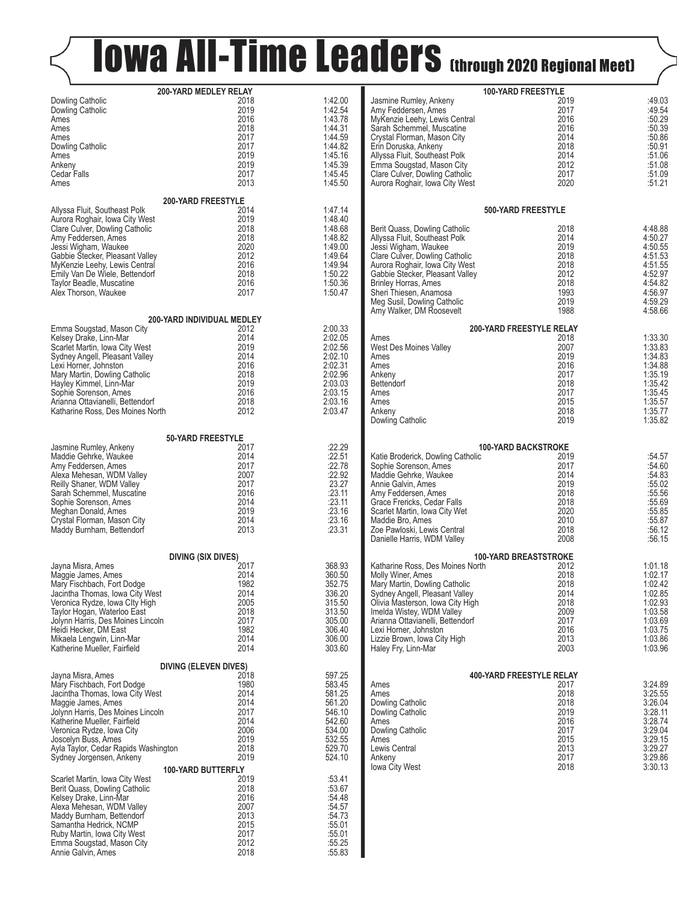# Iowa All-Time Leaders (through 2020 Regional Meet)

### 200-YARD MEDLEY RELAY

| Team | Year | Time |
|---|---|---|
| Dowling Catholic | 2018 | 1:42.00 |
| Dowling Catholic | 2019 | 1:42.54 |
| Ames | 2016 | 1:43.78 |
| Ames | 2018 | 1:44.31 |
| Ames | 2017 | 1:44.59 |
| Dowling Catholic | 2017 | 1:44.82 |
| Ames | 2019 | 1:45.16 |
| Ankeny | 2019 | 1:45.39 |
| Cedar Falls | 2017 | 1:45.45 |
| Ames | 2013 | 1:45.50 |

### 200-YARD FREESTYLE

| Swimmer | Year | Time |
|---|---|---|
| Allyssa Fluit, Southeast Polk | 2014 | 1:47.14 |
| Aurora Roghair, Iowa City West | 2019 | 1:48.40 |
| Clare Culver, Dowling Catholic | 2018 | 1:48.68 |
| Amy Feddersen, Ames | 2018 | 1:48.82 |
| Jessi Wigham, Waukee | 2020 | 1:49.00 |
| Gabbie Stecker, Pleasant Valley | 2012 | 1:49.64 |
| MyKenzie Leehy, Lewis Central | 2016 | 1:49.94 |
| Emily Van De Wiele, Bettendorf | 2018 | 1:50.22 |
| Taylor Beadle, Muscatine | 2016 | 1:50.36 |
| Alex Thorson, Waukee | 2017 | 1:50.47 |

### 200-YARD INDIVIDUAL MEDLEY

| Swimmer | Year | Time |
|---|---|---|
| Emma Sougstad, Mason City | 2012 | 2:00.33 |
| Kelsey Drake, Linn-Mar | 2014 | 2:02.05 |
| Scarlet Martin, Iowa City West | 2019 | 2:02.56 |
| Sydney Angell, Pleasant Valley | 2014 | 2:02.10 |
| Lexi Horner, Johnston | 2016 | 2:02.31 |
| Mary Martin, Dowling Catholic | 2018 | 2:02.96 |
| Hayley Kimmel, Linn-Mar | 2019 | 2:03.03 |
| Sophie Sorenson, Ames | 2016 | 2:03.15 |
| Arianna Ottavianelli, Bettendorf | 2018 | 2:03.16 |
| Katharine Ross, Des Moines North | 2012 | 2:03.47 |

### 50-YARD FREESTYLE

| Swimmer | Year | Time |
|---|---|---|
| Jasmine Rumley, Ankeny | 2017 | :22.29 |
| Maddie Gehrke, Waukee | 2014 | :22.51 |
| Amy Feddersen, Ames | 2017 | :22.78 |
| Alexa Mehesan, WDM Valley | 2007 | :22.92 |
| Reilly Shaner, WDM Valley | 2017 | 23.27 |
| Sarah Schemmel, Muscatine | 2016 | :23.11 |
| Sophie Sorenson, Ames | 2014 | :23.11 |
| Meghan Donald, Ames | 2019 | :23.16 |
| Crystal Florman, Mason City | 2014 | :23.16 |
| Maddy Burnham, Bettendorf | 2013 | :23.31 |

### DIVING (SIX DIVES)

| Diver | Year | Score |
|---|---|---|
| Jayna Misra, Ames | 2017 | 368.93 |
| Maggie James, Ames | 2014 | 360.50 |
| Mary Fischbach, Fort Dodge | 1982 | 352.75 |
| Jacintha Thomas, Iowa City West | 2014 | 336.20 |
| Veronica Rydze, Iowa CIty High | 2005 | 315.50 |
| Taylor Hogan, Waterloo East | 2018 | 313.50 |
| Jolynn Harris, Des Moines Lincoln | 2017 | 305.00 |
| Heidi Hecker, DM East | 1982 | 306.40 |
| Mikaela Lengwin, Linn-Mar | 2014 | 306.00 |
| Katherine Mueller, Fairfield | 2014 | 303.60 |

### DIVING (ELEVEN DIVES)

| Diver | Year | Score |
|---|---|---|
| Jayna Misra, Ames | 2018 | 597.25 |
| Mary Fischbach, Fort Dodge | 1980 | 583.45 |
| Jacintha Thomas, Iowa City West | 2014 | 581.25 |
| Maggie James, Ames | 2014 | 561.20 |
| Jolynn Harris, Des Moines Lincoln | 2017 | 546.10 |
| Katherine Mueller, Fairfield | 2014 | 542.60 |
| Veronica Rydze, Iowa City | 2006 | 534.00 |
| Joscelyn Buss, Ames | 2019 | 532.55 |
| Ayla Taylor, Cedar Rapids Washington | 2018 | 529.70 |
| Sydney Jorgensen, Ankeny | 2019 | 524.10 |

### 100-YARD BUTTERFLY

| Swimmer | Year | Time |
|---|---|---|
| Scarlet Martin, Iowa City West | 2019 | :53.41 |
| Berit Quass, Dowling Catholic | 2018 | :53.67 |
| Kelsey Drake, Linn-Mar | 2016 | :54.48 |
| Alexa Mehesan, WDM Valley | 2007 | :54.57 |
| Maddy Burnham, Bettendorf | 2013 | :54.73 |
| Samantha Hedrick, NCMP | 2015 | :55.01 |
| Ruby Martin, Iowa City West | 2017 | :55.01 |
| Emma Sougstad, Mason City | 2012 | :55.25 |
| Annie Galvin, Ames | 2018 | :55.83 |

### 100-YARD FREESTYLE

| Swimmer | Year | Time |
|---|---|---|
| Jasmine Rumley, Ankeny | 2019 | :49.03 |
| Amy Feddersen, Ames | 2017 | :49.54 |
| MyKenzie Leehy, Lewis Central | 2016 | :50.29 |
| Sarah Schemmel, Muscatine | 2016 | :50.39 |
| Crystal Florman, Mason City | 2014 | :50.86 |
| Erin Doruska, Ankeny | 2018 | :50.91 |
| Allyssa Fluit, Southeast Polk | 2014 | :51.06 |
| Emma Sougstad, Mason City | 2012 | :51.08 |
| Clare Culver, Dowling Catholic | 2017 | :51.09 |
| Aurora Roghair, Iowa City West | 2020 | :51.21 |

### 500-YARD FREESTYLE

| Swimmer | Year | Time |
|---|---|---|
| Berit Quass, Dowling Catholic | 2018 | 4:48.88 |
| Allyssa Fluit, Southeast Polk | 2014 | 4:50.27 |
| Jessi Wigham, Waukee | 2019 | 4:50.55 |
| Clare Culver, Dowling Catholic | 2018 | 4:51.53 |
| Aurora Roghair, Iowa City West | 2018 | 4:51.55 |
| Gabbie Stecker, Pleasant Valley | 2012 | 4:52.97 |
| Brinley Horras, Ames | 2018 | 4:54.82 |
| Sheri Thiesen, Anamosa | 1993 | 4:56.97 |
| Meg Susil, Dowling Catholic | 2019 | 4:59.29 |
| Amy Walker, DM Roosevelt | 1988 | 4:58.66 |

### 200-YARD FREESTYLE RELAY

| Team | Year | Time |
|---|---|---|
| Ames | 2018 | 1:33.30 |
| West Des Moines Valley | 2007 | 1:33.83 |
| Ames | 2019 | 1:34.83 |
| Ames | 2016 | 1:34.88 |
| Ankeny | 2017 | 1:35.19 |
| Bettendorf | 2018 | 1:35.42 |
| Ames | 2017 | 1:35.45 |
| Ames | 2015 | 1:35.57 |
| Ankeny | 2018 | 1:35.77 |
| Dowling Catholic | 2019 | 1:35.82 |

### 100-YARD BACKSTROKE

| Swimmer | Year | Time |
|---|---|---|
| Katie Broderick, Dowling Catholic | 2019 | :54.57 |
| Sophie Sorenson, Ames | 2017 | :54.60 |
| Maddie Gehrke, Waukee | 2014 | :54.83 |
| Annie Galvin, Ames | 2019 | :55.02 |
| Amy Feddersen, Ames | 2018 | :55.56 |
| Grace Frericks, Cedar Falls | 2018 | :55.69 |
| Scarlet Martin, Iowa City Wet | 2020 | :55.85 |
| Maddie Bro, Ames | 2010 | :55.87 |
| Zoe Pawloski, Lewis Central | 2018 | :56.12 |
| Danielle Harris, WDM Valley | 2008 | :56.15 |

### 100-YARD BREASTSTROKE

| Swimmer | Year | Time |
|---|---|---|
| Katharine Ross, Des Moines North | 2012 | 1:01.18 |
| Molly Winer, Ames | 2018 | 1:02.17 |
| Mary Martin, Dowling Catholic | 2018 | 1:02.42 |
| Sydney Angell, Pleasant Valley | 2014 | 1:02.85 |
| Olivia Masterson, Iowa City High | 2018 | 1:02.93 |
| Imelda Wistey, WDM Valley | 2009 | 1:03.58 |
| Arianna Ottavianelli, Bettendorf | 2017 | 1:03.69 |
| Lexi Horner, Johnston | 2016 | 1:03.75 |
| Lizzie Brown, Iowa City High | 2013 | 1:03.86 |
| Haley Fry, Linn-Mar | 2003 | 1:03.96 |

### 400-YARD FREESTYLE RELAY

| Team | Year | Time |
|---|---|---|
| Ames | 2017 | 3:24.89 |
| Ames | 2018 | 3:25.55 |
| Dowling Catholic | 2018 | 3:26.04 |
| Dowling Catholic | 2019 | 3:28.11 |
| Ames | 2016 | 3:28.74 |
| Dowling Catholic | 2017 | 3:29.04 |
| Ames | 2015 | 3:29.15 |
| Lewis Central | 2013 | 3:29.27 |
| Ankeny | 2017 | 3:29.86 |
| Iowa City West | 2018 | 3:30.13 |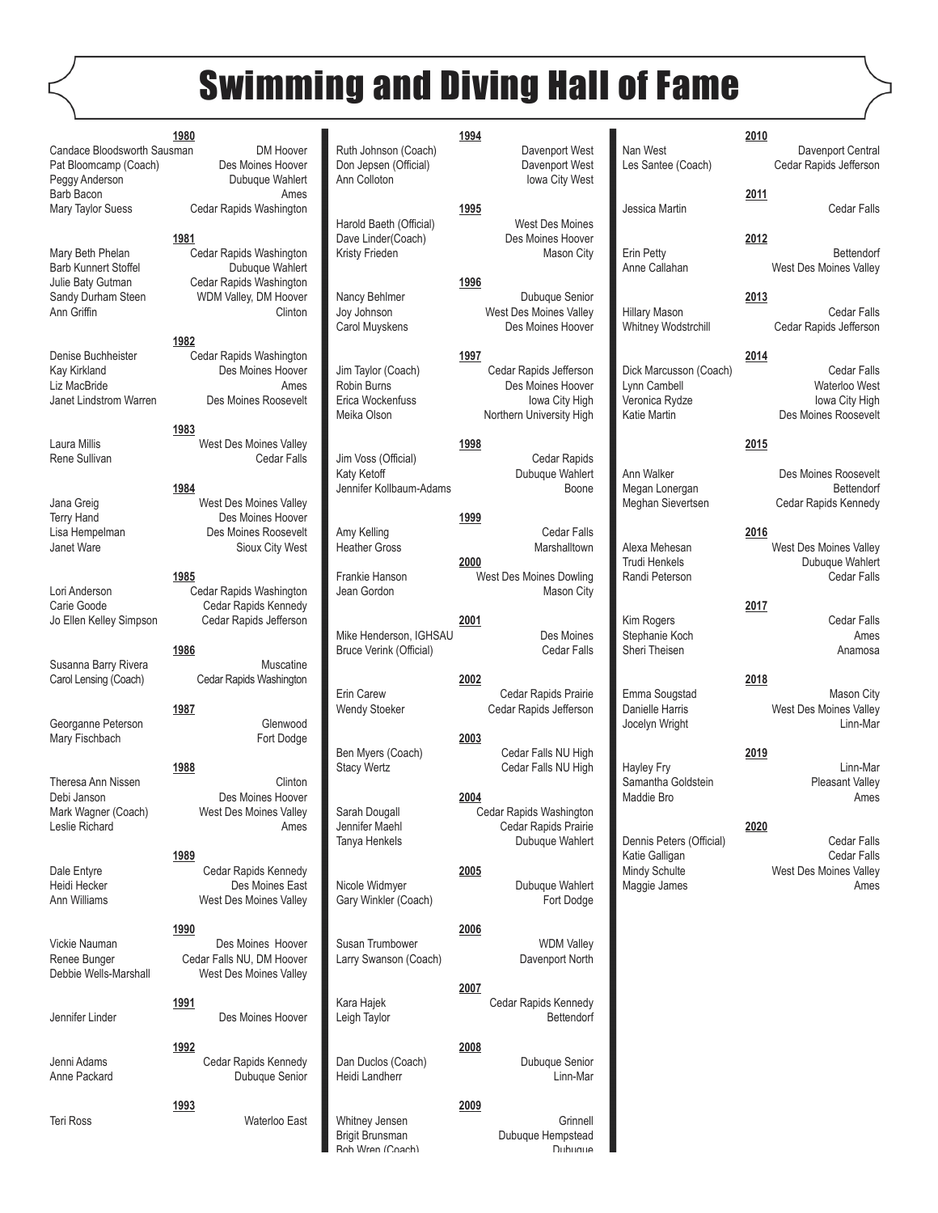# Swimming and Diving Hall of Fame

**1980**

Candace Bloodsworth Sausman — DM Hoover
Pat Bloomcamp (Coach) — Des Moines Hoover
Peggy Anderson — Dubuque Wahlert
Barb Bacon — Ames
Mary Taylor Suess — Cedar Rapids Washington

**1981**

Mary Beth Phelan — Cedar Rapids Washington
Barb Kunnert Stoffel — Dubuque Wahlert
Julie Baty Gutman — Cedar Rapids Washington
Sandy Durham Steen — WDM Valley, DM Hoover
Ann Griffin — Clinton

**1982**

Denise Buchheister — Cedar Rapids Washington
Kay Kirkland — Des Moines Hoover
Liz MacBride — Ames
Janet Lindstrom Warren — Des Moines Roosevelt

**1983**

Laura Millis — West Des Moines Valley
Rene Sullivan — Cedar Falls

**1984**

Jana Greig — West Des Moines Valley
Terry Hand — Des Moines Hoover
Lisa Hempelman — Des Moines Roosevelt
Janet Ware — Sioux City West

**1985**

Lori Anderson — Cedar Rapids Washington
Carie Goode — Cedar Rapids Kennedy
Jo Ellen Kelley Simpson — Cedar Rapids Jefferson

**1986**

Susanna Barry Rivera — Muscatine
Carol Lensing (Coach) — Cedar Rapids Washington

**1987**

Georganne Peterson — Glenwood
Mary Fischbach — Fort Dodge

**1988**

Theresa Ann Nissen — Clinton
Debi Janson — Des Moines Hoover
Mark Wagner (Coach) — West Des Moines Valley
Leslie Richard — Ames

**1989**

Dale Entyre — Cedar Rapids Kennedy
Heidi Hecker — Des Moines East
Ann Williams — West Des Moines Valley

**1990**

Vickie Nauman — Des Moines Hoover
Renee Bunger — Cedar Falls NU, DM Hoover
Debbie Wells-Marshall — West Des Moines Valley

**1991**

Jennifer Linder — Des Moines Hoover

**1992**

Jenni Adams — Cedar Rapids Kennedy
Anne Packard — Dubuque Senior

**1993**

Teri Ross — Waterloo East
Ruth Johnson (Coach) — Davenport West
Don Jepsen (Official) — Davenport West
Ann Colloton — Iowa City West

**1994**

**1995**

Harold Baeth (Official) — West Des Moines
Dave Linder(Coach) — Des Moines Hoover
Kristy Frieden — Mason City

**1996**

Nancy Behlmer — Dubuque Senior
Joy Johnson — West Des Moines Valley
Carol Muyskens — Des Moines Hoover

**1997**

Jim Taylor (Coach) — Cedar Rapids Jefferson
Robin Burns — Des Moines Hoover
Erica Wockenfuss — Iowa City High
Meika Olson — Northern University High

**1998**

Jim Voss (Official) — Cedar Rapids
Katy Ketoff — Dubuque Wahlert
Jennifer Kollbaum-Adams — Boone

**1999**

Amy Kelling — Cedar Falls
Heather Gross — Marshalltown

**2000**

Frankie Hanson — West Des Moines Dowling
Jean Gordon — Mason City

**2001**

Mike Henderson, IGHSAU — Des Moines
Bruce Verink (Official) — Cedar Falls

**2002**

Erin Carew — Cedar Rapids Prairie
Wendy Stoeker — Cedar Rapids Jefferson

**2003**

Ben Myers (Coach) — Cedar Falls NU High
Stacy Wertz — Cedar Falls NU High

**2004**

Sarah Dougall — Cedar Rapids Washington
Jennifer Maehl — Cedar Rapids Prairie
Tanya Henkels — Dubuque Wahlert

**2005**

Nicole Widmyer — Dubuque Wahlert
Gary Winkler (Coach) — Fort Dodge

**2006**

Susan Trumbower — WDM Valley
Larry Swanson (Coach) — Davenport North

**2007**

Kara Hajek — Cedar Rapids Kennedy
Leigh Taylor — Bettendorf

**2008**

Dan Duclos (Coach) — Dubuque Senior
Heidi Landherr — Linn-Mar

**2009**

Whitney Jensen — Grinnell
Brigit Brunsman — Dubuque Hempstead
Bob Wren (Coach) — Dubuque

**2010**

Nan West — Davenport Central
Les Santee (Coach) — Cedar Rapids Jefferson

**2011**

Jessica Martin — Cedar Falls

**2012**

Erin Petty — Bettendorf
Anne Callahan — West Des Moines Valley

**2013**

Hillary Mason — Cedar Falls
Whitney Wodstrchill — Cedar Rapids Jefferson

**2014**

Dick Marcusson (Coach) — Cedar Falls
Lynn Cambell — Waterloo West
Veronica Rydze — Iowa City High
Katie Martin — Des Moines Roosevelt

**2015**

Ann Walker — Des Moines Roosevelt
Megan Lonergan — Bettendorf
Meghan Sievertsen — Cedar Rapids Kennedy

**2016**

Alexa Mehesan — West Des Moines Valley
Trudi Henkels — Dubuque Wahlert
Randi Peterson — Cedar Falls

**2017**

Kim Rogers — Cedar Falls
Stephanie Koch — Ames
Sheri Theisen — Anamosa

**2018**

Emma Sougstad — Mason City
Danielle Harris — West Des Moines Valley
Jocelyn Wright — Linn-Mar

**2019**

Hayley Fry — Linn-Mar
Samantha Goldstein — Pleasant Valley
Maddie Bro — Ames

**2020**

Dennis Peters (Official) — Cedar Falls
Katie Galligan — Cedar Falls
Mindy Schulte — West Des Moines Valley
Maggie James — Ames